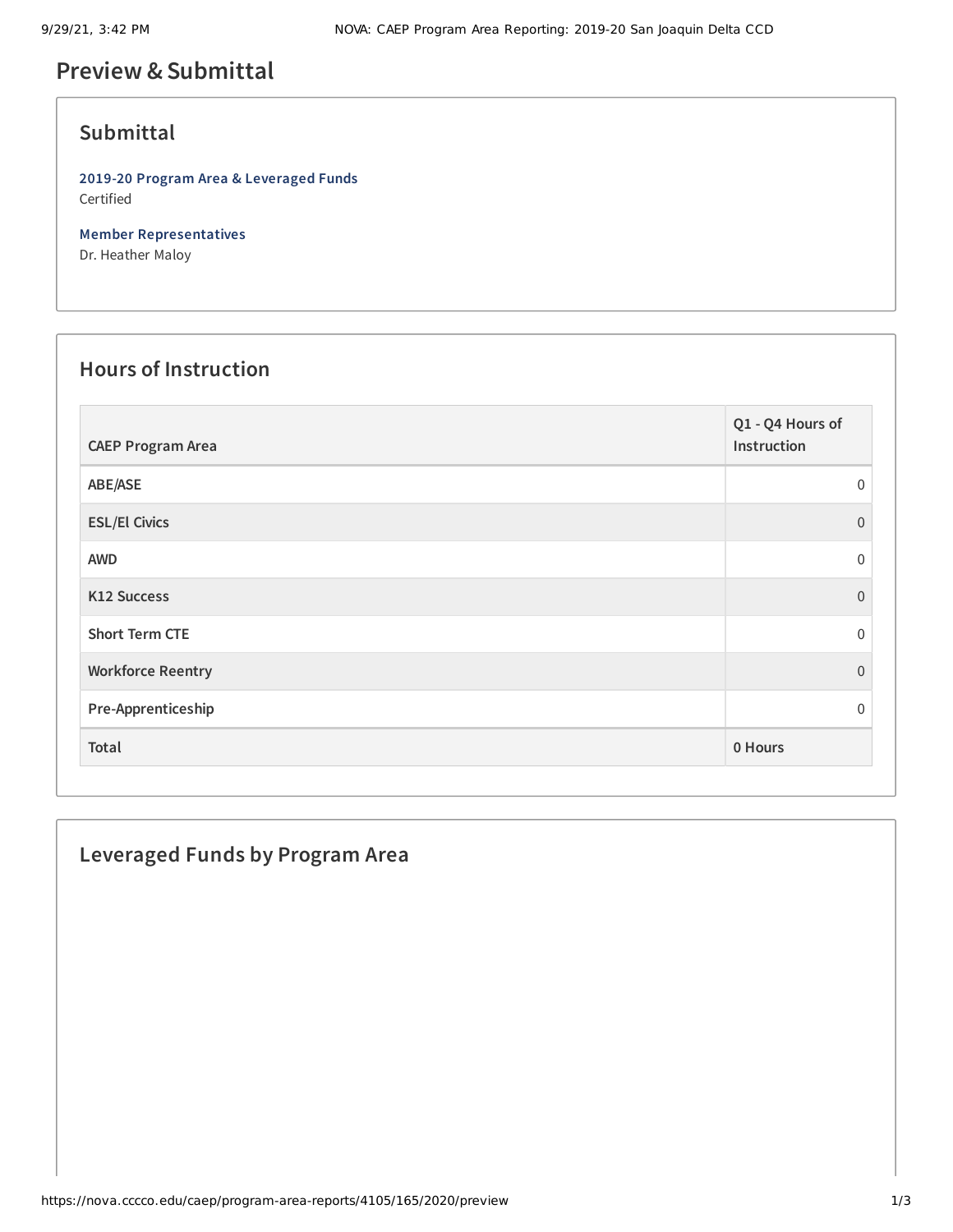# Preview & Submittal

## Submittal

**2019-20 Program Area & Leveraged Funds**
Certified

**Member Representatives**
Dr. Heather Maloy

## Hours of Instruction

| CAEP Program Area | Q1 - Q4 Hours of Instruction |
|---|---|
| ABE/ASE | 0 |
| ESL/El Civics | 0 |
| AWD | 0 |
| K12 Success | 0 |
| Short Term CTE | 0 |
| Workforce Reentry | 0 |
| Pre-Apprenticeship | 0 |
| **Total** | **0 Hours** |

## Leveraged Funds by Program Area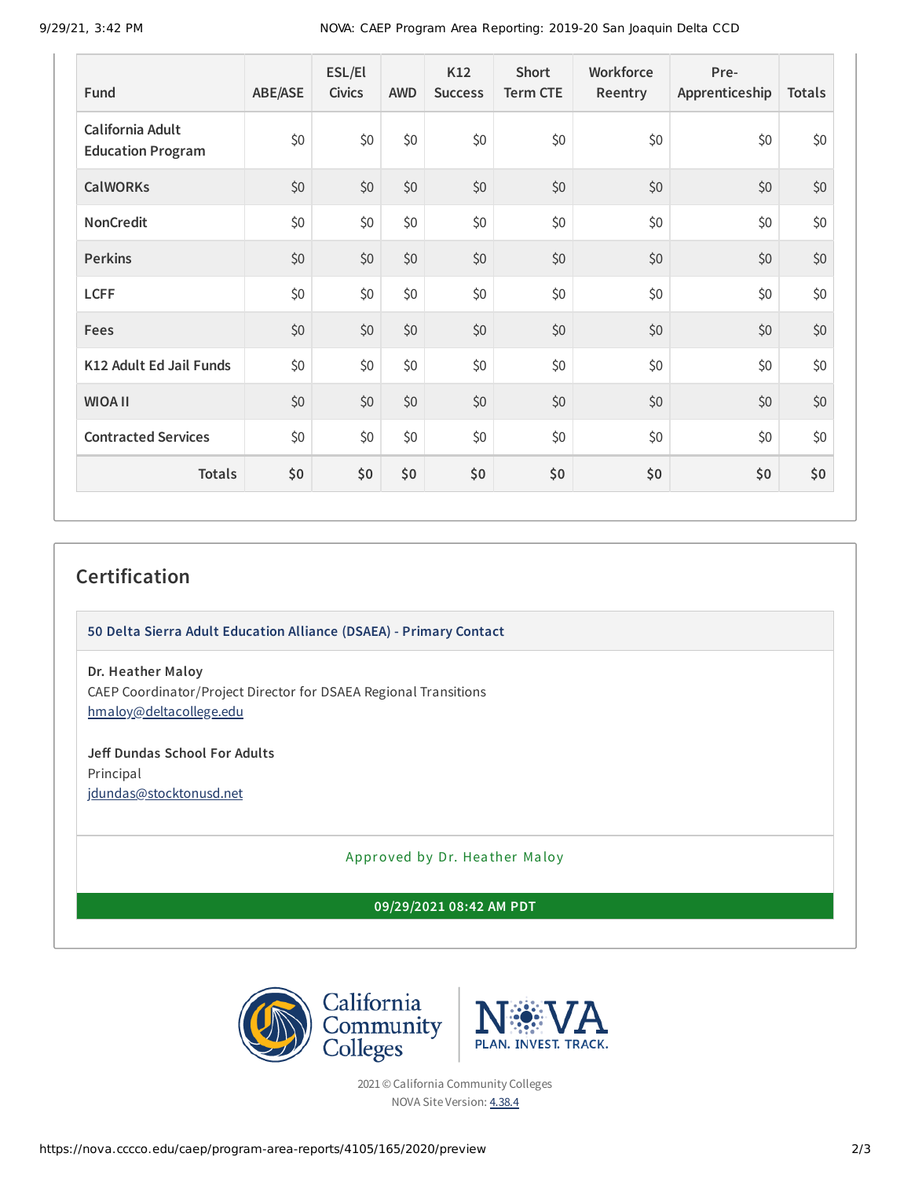| Fund | ABE/ASE | ESL/El Civics | AWD | K12 Success | Short Term CTE | Workforce Reentry | Pre-Apprenticeship | Totals |
|---|---|---|---|---|---|---|---|---|
| California Adult Education Program | $0 | $0 | $0 | $0 | $0 | $0 | $0 | $0 |
| CalWORKs | $0 | $0 | $0 | $0 | $0 | $0 | $0 | $0 |
| NonCredit | $0 | $0 | $0 | $0 | $0 | $0 | $0 | $0 |
| Perkins | $0 | $0 | $0 | $0 | $0 | $0 | $0 | $0 |
| LCFF | $0 | $0 | $0 | $0 | $0 | $0 | $0 | $0 |
| Fees | $0 | $0 | $0 | $0 | $0 | $0 | $0 | $0 |
| K12 Adult Ed Jail Funds | $0 | $0 | $0 | $0 | $0 | $0 | $0 | $0 |
| WIOA II | $0 | $0 | $0 | $0 | $0 | $0 | $0 | $0 |
| Contracted Services | $0 | $0 | $0 | $0 | $0 | $0 | $0 | $0 |
| **Totals** | **$0** | **$0** | **$0** | **$0** | **$0** | **$0** | **$0** | **$0** |

## Certification

**50 Delta Sierra Adult Education Alliance (DSAEA) - Primary Contact**

**Dr. Heather Maloy**
CAEP Coordinator/Project Director for DSAEA Regional Transitions
hmaloy@deltacollege.edu

**Jeff Dundas School For Adults**
Principal
jdundas@stocktonusd.net

Approved by Dr. Heather Maloy

**09/29/2021 08:42 AM PDT**

2021 © California Community Colleges
NOVA Site Version: 4.38.4